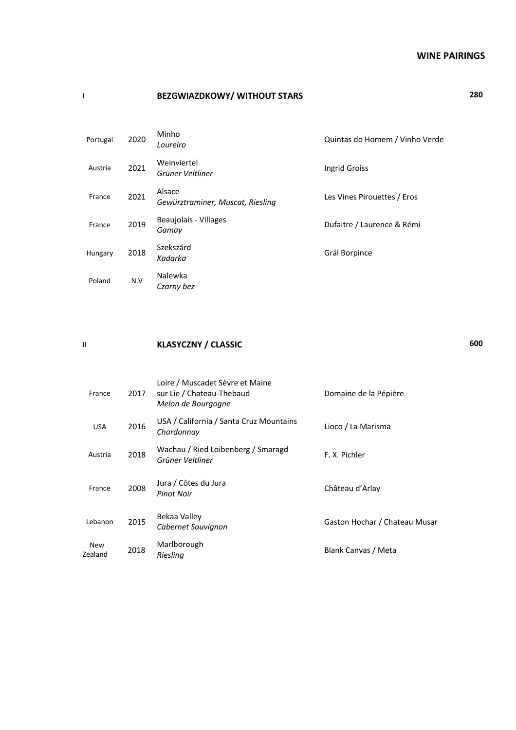# WINE PAIRINGS

## I BEZGWIAZDKOWY/ WITHOUT STARS — 280

| Country | Vintage | Region / Grape | Producer |
|---|---|---|---|
| Portugal | 2020 | Minho<br>*Loureiro* | Quintas do Homem / Vinho Verde |
| Austria | 2021 | Weinviertel<br>*Grüner Veltliner* | Ingrid Groiss |
| France | 2021 | Alsace<br>*Gewürztraminer, Muscat, Riesling* | Les Vines Pirouettes / Eros |
| France | 2019 | Beaujolais - Villages<br>*Gamay* | Dufaitre / Laurence & Rémi |
| Hungary | 2018 | Szekszárd<br>*Kadarka* | Grál Borpince |
| Poland | N.V | Nalewka<br>*Czarny bez* | |

## II KLASYCZNY / CLASSIC — 600

| Country | Vintage | Region / Grape | Producer |
|---|---|---|---|
| France | 2017 | Loire / Muscadet Sèvre et Maine sur Lie / Chateau-Thebaud<br>*Melon de Bourgogne* | Domaine de la Pépière |
| USA | 2016 | USA / California / Santa Cruz Mountains<br>*Chardonnay* | Lioco / La Marisma |
| Austria | 2018 | Wachau / Ried Loibenberg / Smaragd<br>*Grüner Veltliner* | F. X. Pichler |
| France | 2008 | Jura / Côtes du Jura<br>*Pinot Noir* | Château d'Arlay |
| Lebanon | 2015 | Bekaa Valley<br>*Cabernet Sauvignon* | Gaston Hochar / Chateau Musar |
| New Zealand | 2018 | Marlborough<br>*Riesling* | Blank Canvas / Meta |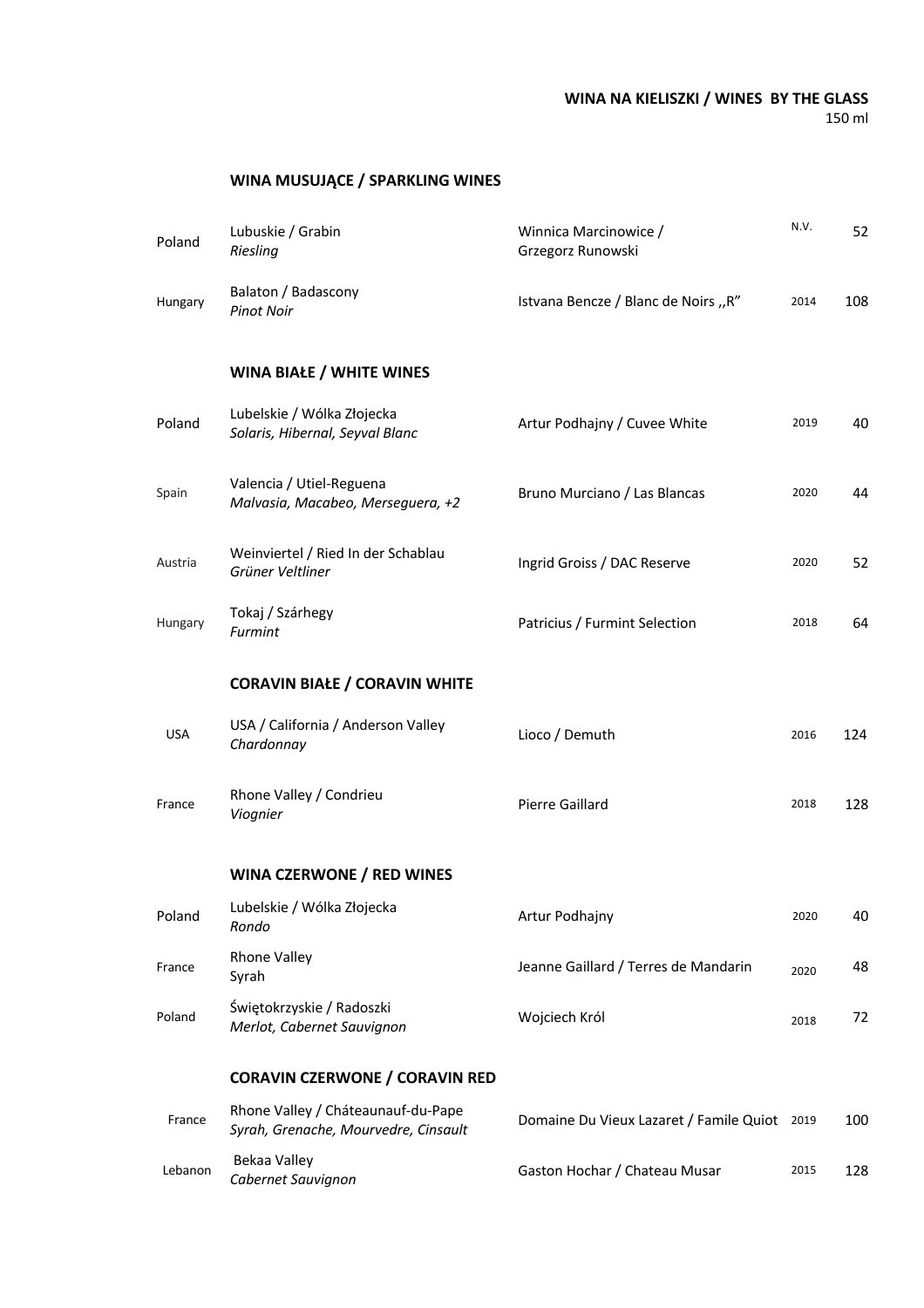## WINA NA KIELISZKI / WINES BY THE GLASS

150 ml

### WINA MUSUJĄCE / SPARKLING WINES

| Country | Region / Grape | Producer / Wine | Vintage | Price |
|---|---|---|---|---|
| Poland | Lubuskie / Grabin<br>*Riesling* | Winnica Marcinowice / Grzegorz Runowski | N.V. | 52 |
| Hungary | Balaton / Badascony<br>*Pinot Noir* | Istvana Bencze / Blanc de Noirs ,,R” | 2014 | 108 |

### WINA BIAŁE / WHITE WINES

| Country | Region / Grape | Producer / Wine | Vintage | Price |
|---|---|---|---|---|
| Poland | Lubelskie / Wólka Złojecka<br>*Solaris, Hibernal, Seyval Blanc* | Artur Podhajny / Cuvee White | 2019 | 40 |
| Spain | Valencia / Utiel-Reguena<br>*Malvasia, Macabeo, Merseguera, +2* | Bruno Murciano / Las Blancas | 2020 | 44 |
| Austria | Weinviertel / Ried In der Schablau<br>*Grüner Veltliner* | Ingrid Groiss / DAC Reserve | 2020 | 52 |
| Hungary | Tokaj / Szárhegy<br>*Furmint* | Patricius / Furmint Selection | 2018 | 64 |

### CORAVIN BIAŁE / CORAVIN WHITE

| Country | Region / Grape | Producer / Wine | Vintage | Price |
|---|---|---|---|---|
| USA | USA / California / Anderson Valley<br>*Chardonnay* | Lioco / Demuth | 2016 | 124 |
| France | Rhone Valley / Condrieu<br>*Viognier* | Pierre Gaillard | 2018 | 128 |

### WINA CZERWONE / RED WINES

| Country | Region / Grape | Producer / Wine | Vintage | Price |
|---|---|---|---|---|
| Poland | Lubelskie / Wólka Złojecka<br>*Rondo* | Artur Podhajny | 2020 | 40 |
| France | Rhone Valley<br>Syrah | Jeanne Gaillard / Terres de Mandarin | 2020 | 48 |
| Poland | Świętokrzyskie / Radoszki<br>*Merlot, Cabernet Sauvignon* | Wojciech Król | 2018 | 72 |

### CORAVIN CZERWONE / CORAVIN RED

| Country | Region / Grape | Producer / Wine | Vintage | Price |
|---|---|---|---|---|
| France | Rhone Valley / Cháteaunauf-du-Pape<br>*Syrah, Grenache, Mourvedre, Cinsault* | Domaine Du Vieux Lazaret / Famile Quiot | 2019 | 100 |
| Lebanon | Bekaa Valley<br>*Cabernet Sauvignon* | Gaston Hochar / Chateau Musar | 2015 | 128 |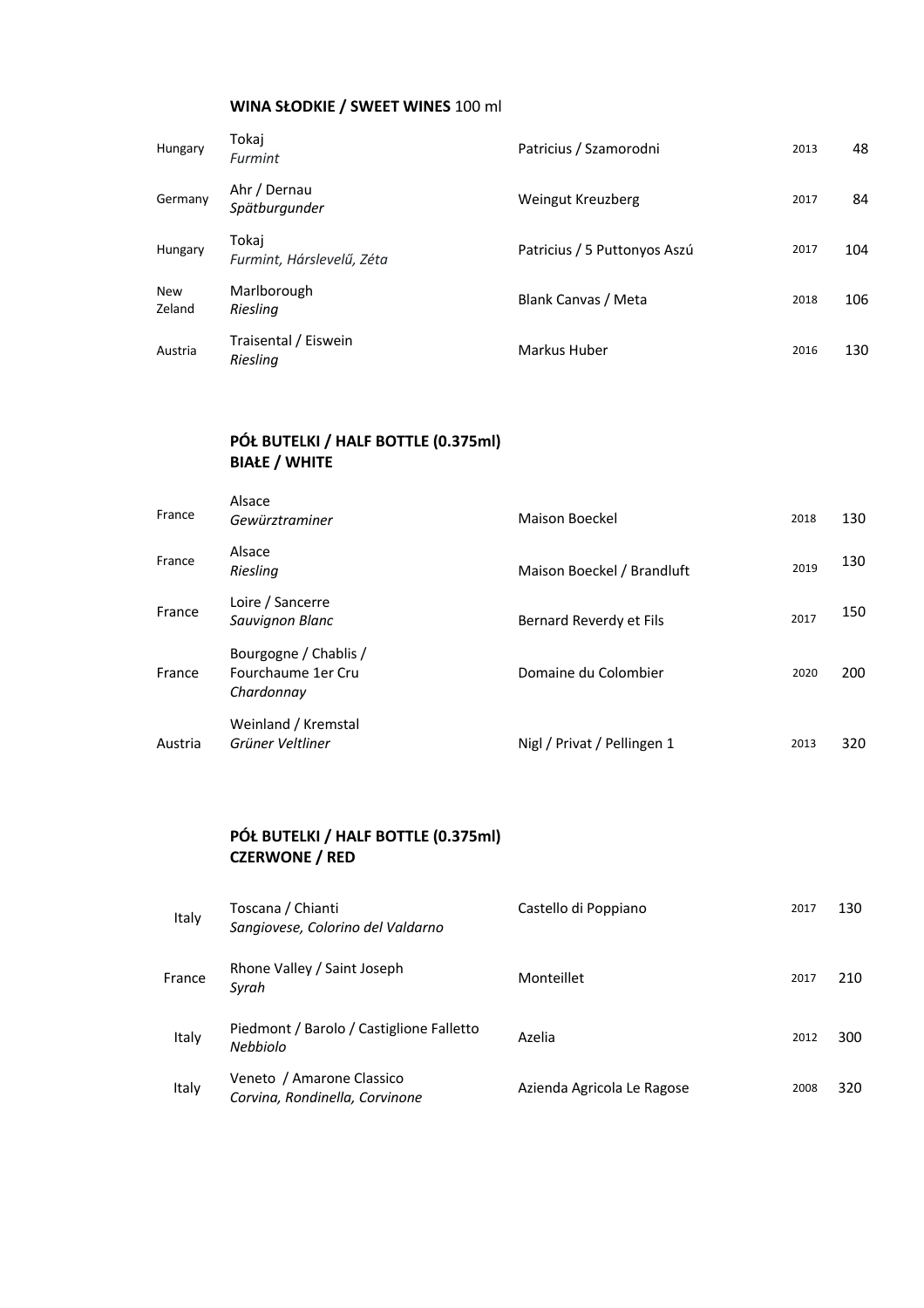**WINA SŁODKIE / SWEET WINES** 100 ml

| | | | | |
|---|---|---|---|---|
| Hungary | Tokaj<br>*Furmint* | Patricius / Szamorodni | 2013 | 48 |
| Germany | Ahr / Dernau<br>*Spätburgunder* | Weingut Kreuzberg | 2017 | 84 |
| Hungary | Tokaj<br>*Furmint, Hárslevelű, Zéta* | Patricius / 5 Puttonyos Aszú | 2017 | 104 |
| New Zeland | Marlborough<br>*Riesling* | Blank Canvas / Meta | 2018 | 106 |
| Austria | Traisental / Eiswein<br>*Riesling* | Markus Huber | 2016 | 130 |

**PÓŁ BUTELKI / HALF BOTTLE (0.375ml)**
**BIAŁE / WHITE**

| | | | | |
|---|---|---|---|---|
| France | Alsace<br>*Gewürztraminer* | Maison Boeckel | 2018 | 130 |
| France | Alsace<br>*Riesling* | Maison Boeckel / Brandluft | 2019 | 130 |
| France | Loire / Sancerre<br>*Sauvignon Blanc* | Bernard Reverdy et Fils | 2017 | 150 |
| France | Bourgogne / Chablis / Fourchaume 1er Cru<br>*Chardonnay* | Domaine du Colombier | 2020 | 200 |
| Austria | Weinland / Kremstal<br>*Grüner Veltliner* | Nigl / Privat / Pellingen 1 | 2013 | 320 |

**PÓŁ BUTELKI / HALF BOTTLE (0.375ml)**
**CZERWONE / RED**

| | | | | |
|---|---|---|---|---|
| Italy | Toscana / Chianti<br>*Sangiovese, Colorino del Valdarno* | Castello di Poppiano | 2017 | 130 |
| France | Rhone Valley / Saint Joseph<br>*Syrah* | Monteillet | 2017 | 210 |
| Italy | Piedmont / Barolo / Castiglione Falletto<br>*Nebbiolo* | Azelia | 2012 | 300 |
| Italy | Veneto / Amarone Classico<br>*Corvina, Rondinella, Corvinone* | Azienda Agricola Le Ragose | 2008 | 320 |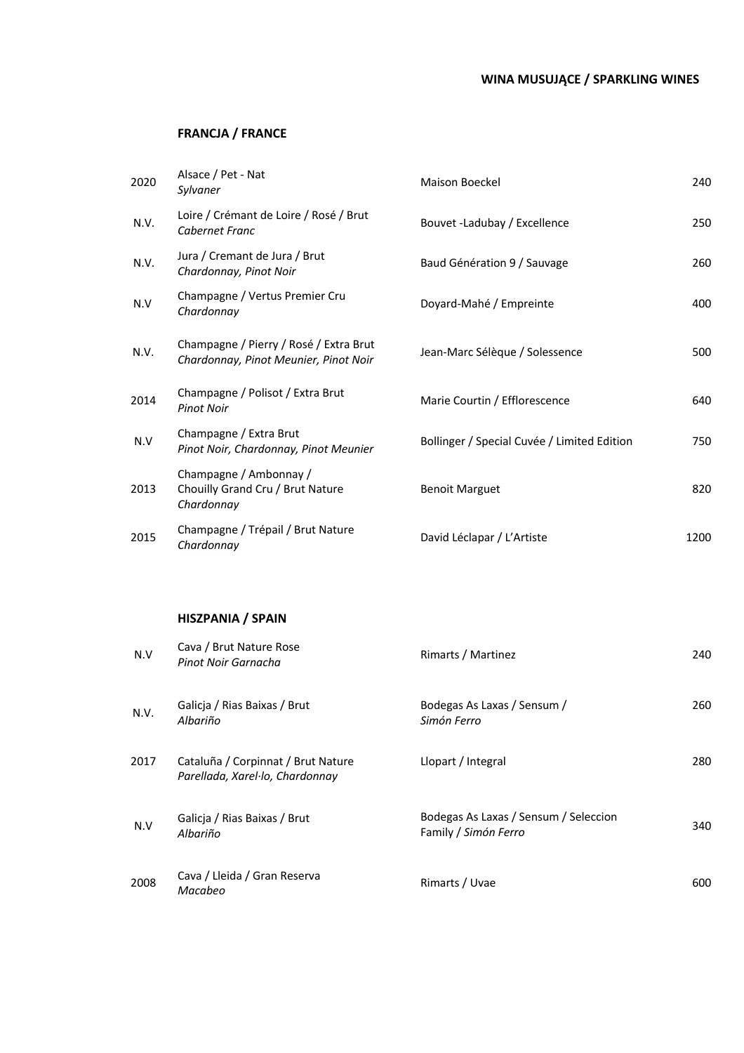**WINA MUSUJĄCE / SPARKLING WINES**

**FRANCJA / FRANCE**

| | | | |
|---|---|---|---|
| 2020 | Alsace / Pet - Nat<br>*Sylvaner* | Maison Boeckel | 240 |
| N.V. | Loire / Crémant de Loire / Rosé / Brut<br>*Cabernet Franc* | Bouvet -Ladubay / Excellence | 250 |
| N.V. | Jura / Cremant de Jura / Brut<br>*Chardonnay, Pinot Noir* | Baud Génération 9 / Sauvage | 260 |
| N.V | Champagne / Vertus Premier Cru<br>*Chardonnay* | Doyard-Mahé / Empreinte | 400 |
| N.V. | Champagne / Pierry / Rosé / Extra Brut<br>*Chardonnay, Pinot Meunier, Pinot Noir* | Jean-Marc Sélèque / Solessence | 500 |
| 2014 | Champagne / Polisot / Extra Brut<br>*Pinot Noir* | Marie Courtin / Efflorescence | 640 |
| N.V | Champagne / Extra Brut<br>*Pinot Noir, Chardonnay, Pinot Meunier* | Bollinger / Special Cuvée / Limited Edition | 750 |
| 2013 | Champagne / Ambonnay /<br>Chouilly Grand Cru / Brut Nature<br>*Chardonnay* | Benoit Marguet | 820 |
| 2015 | Champagne / Trépail / Brut Nature<br>*Chardonnay* | David Léclapar / L'Artiste | 1200 |

**HISZPANIA / SPAIN**

| | | | |
|---|---|---|---|
| N.V | Cava / Brut Nature Rose<br>*Pinot Noir Garnacha* | Rimarts / Martinez | 240 |
| N.V. | Galicja / Rias Baixas / Brut<br>*Albariño* | Bodegas As Laxas / Sensum /<br>*Simón Ferro* | 260 |
| 2017 | Cataluña / Corpinnat / Brut Nature<br>*Parellada, Xarel·lo, Chardonnay* | Llopart / Integral | 280 |
| N.V | Galicja / Rias Baixas / Brut<br>*Albariño* | Bodegas As Laxas / Sensum / Seleccion<br>Family / *Simón Ferro* | 340 |
| 2008 | Cava / Lleida / Gran Reserva<br>*Macabeo* | Rimarts / Uvae | 600 |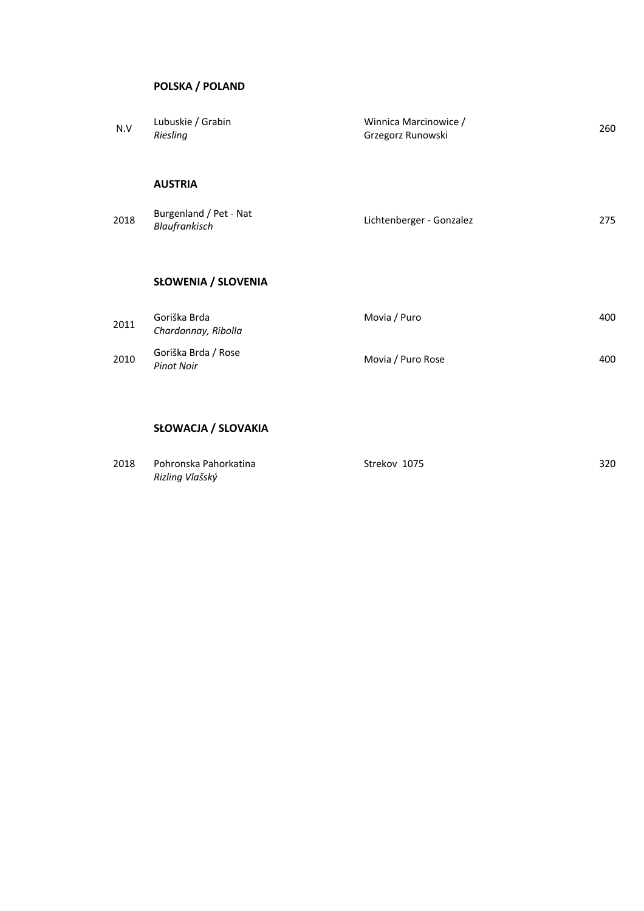**POLSKA / POLAND**

| | | | |
|---|---|---|---|
| N.V | Lubuskie / Grabin<br>*Riesling* | Winnica Marcinowice /<br>Grzegorz Runowski | 260 |

**AUSTRIA**

| | | | |
|---|---|---|---|
| 2018 | Burgenland / Pet - Nat<br>*Blaufrankisch* | Lichtenberger - Gonzalez | 275 |

**SŁOWENIA / SLOVENIA**

| | | | |
|---|---|---|---|
| 2011 | Goriška Brda<br>*Chardonnay, Ribolla* | Movia / Puro | 400 |
| 2010 | Goriška Brda / Rose<br>*Pinot Noir* | Movia / Puro Rose | 400 |

**SŁOWACJA / SLOVAKIA**

| | | | |
|---|---|---|---|
| 2018 | Pohronska Pahorkatina<br>*Rizling Vlašský* | Strekov 1075 | 320 |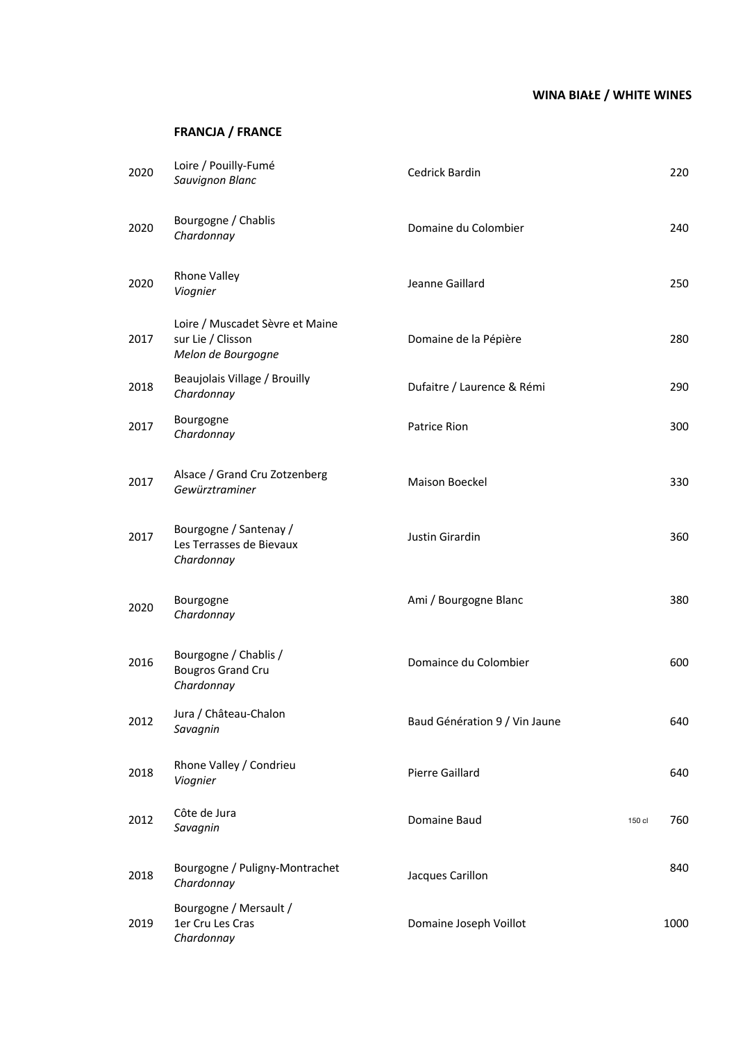**WINA BIAŁE / WHITE WINES**

**FRANCJA / FRANCE**

| Year | Wine | Producer | | Price |
|---|---|---|---|---|
| 2020 | Loire / Pouilly-Fumé<br>*Sauvignon Blanc* | Cedrick Bardin | | 220 |
| 2020 | Bourgogne / Chablis<br>*Chardonnay* | Domaine du Colombier | | 240 |
| 2020 | Rhone Valley<br>*Viognier* | Jeanne Gaillard | | 250 |
| 2017 | Loire / Muscadet Sèvre et Maine sur Lie / Clisson<br>*Melon de Bourgogne* | Domaine de la Pépière | | 280 |
| 2018 | Beaujolais Village / Brouilly<br>*Chardonnay* | Dufaitre / Laurence & Rémi | | 290 |
| 2017 | Bourgogne<br>*Chardonnay* | Patrice Rion | | 300 |
| 2017 | Alsace / Grand Cru Zotzenberg<br>*Gewürztraminer* | Maison Boeckel | | 330 |
| 2017 | Bourgogne / Santenay / Les Terrasses de Bievaux<br>*Chardonnay* | Justin Girardin | | 360 |
| 2020 | Bourgogne<br>*Chardonnay* | Ami / Bourgogne Blanc | | 380 |
| 2016 | Bourgogne / Chablis / Bougros Grand Cru<br>*Chardonnay* | Domaince du Colombier | | 600 |
| 2012 | Jura / Château-Chalon<br>*Savagnin* | Baud Génération 9 / Vin Jaune | | 640 |
| 2018 | Rhone Valley / Condrieu<br>*Viognier* | Pierre Gaillard | | 640 |
| 2012 | Côte de Jura<br>*Savagnin* | Domaine Baud | 150 cl | 760 |
| 2018 | Bourgogne / Puligny-Montrachet<br>*Chardonnay* | Jacques Carillon | | 840 |
| 2019 | Bourgogne / Mersault / 1er Cru Les Cras<br>*Chardonnay* | Domaine Joseph Voillot | | 1000 |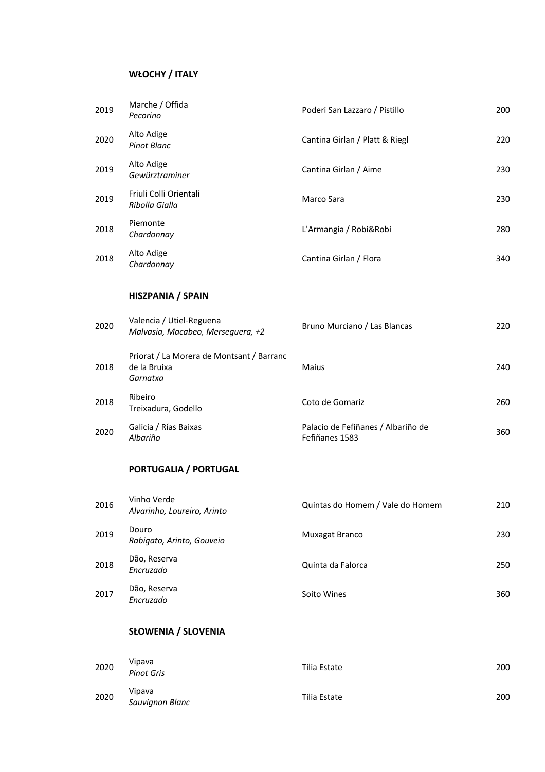## WŁOCHY / ITALY

| | | | |
|---|---|---|---|
| 2019 | Marche / Offida<br>*Pecorino* | Poderi San Lazzaro / Pistillo | 200 |
| 2020 | Alto Adige<br>*Pinot Blanc* | Cantina Girlan / Platt & Riegl | 220 |
| 2019 | Alto Adige<br>*Gewürztraminer* | Cantina Girlan / Aime | 230 |
| 2019 | Friuli Colli Orientali<br>*Ribolla Gialla* | Marco Sara | 230 |
| 2018 | Piemonte<br>*Chardonnay* | L'Armangia / Robi&Robi | 280 |
| 2018 | Alto Adige<br>*Chardonnay* | Cantina Girlan / Flora | 340 |

## HISZPANIA / SPAIN

| | | | |
|---|---|---|---|
| 2020 | Valencia / Utiel-Reguena<br>*Malvasia, Macabeo, Merseguera, +2* | Bruno Murciano / Las Blancas | 220 |
| 2018 | Priorat / La Morera de Montsant / Barranc de la Bruixa<br>*Garnatxa* | Maius | 240 |
| 2018 | Ribeiro<br>Treixadura, Godello | Coto de Gomariz | 260 |
| 2020 | Galicia / Rías Baixas<br>*Albariño* | Palacio de Fefiñanes / Albariño de Fefiñanes 1583 | 360 |

## PORTUGALIA / PORTUGAL

| | | | |
|---|---|---|---|
| 2016 | Vinho Verde<br>*Alvarinho, Loureiro, Arinto* | Quintas do Homem / Vale do Homem | 210 |
| 2019 | Douro<br>*Rabigato, Arinto, Gouveio* | Muxagat Branco | 230 |
| 2018 | Dão, Reserva<br>*Encruzado* | Quinta da Falorca | 250 |
| 2017 | Dão, Reserva<br>*Encruzado* | Soito Wines | 360 |

## SŁOWENIA / SLOVENIA

| | | | |
|---|---|---|---|
| 2020 | Vipava<br>*Pinot Gris* | Tilia Estate | 200 |
| 2020 | Vipava<br>*Sauvignon Blanc* | Tilia Estate | 200 |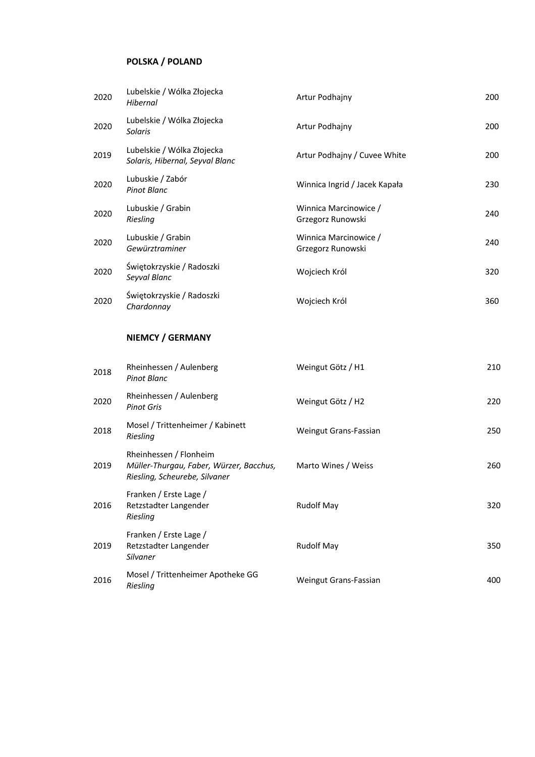## POLSKA / POLAND

| | | | |
|---|---|---|---|
| 2020 | Lubelskie / Wólka Złojecka<br>*Hibernal* | Artur Podhajny | 200 |
| 2020 | Lubelskie / Wólka Złojecka<br>*Solaris* | Artur Podhajny | 200 |
| 2019 | Lubelskie / Wólka Złojecka<br>*Solaris, Hibernal, Seyval Blanc* | Artur Podhajny / Cuvee White | 200 |
| 2020 | Lubuskie / Zabór<br>*Pinot Blanc* | Winnica Ingrid / Jacek Kapała | 230 |
| 2020 | Lubuskie / Grabin<br>*Riesling* | Winnica Marcinowice / Grzegorz Runowski | 240 |
| 2020 | Lubuskie / Grabin<br>*Gewürztraminer* | Winnica Marcinowice / Grzegorz Runowski | 240 |
| 2020 | Świętokrzyskie / Radoszki<br>*Seyval Blanc* | Wojciech Król | 320 |
| 2020 | Świętokrzyskie / Radoszki<br>*Chardonnay* | Wojciech Król | 360 |

## NIEMCY / GERMANY

| | | | |
|---|---|---|---|
| 2018 | Rheinhessen / Aulenberg<br>*Pinot Blanc* | Weingut Götz / H1 | 210 |
| 2020 | Rheinhessen / Aulenberg<br>*Pinot Gris* | Weingut Götz / H2 | 220 |
| 2018 | Mosel / Trittenheimer / Kabinett<br>*Riesling* | Weingut Grans-Fassian | 250 |
| 2019 | Rheinhessen / Flonheim<br>*Müller-Thurgau, Faber, Würzer, Bacchus, Riesling, Scheurebe, Silvaner* | Marto Wines / Weiss | 260 |
| 2016 | Franken / Erste Lage / Retzstadter Langender<br>*Riesling* | Rudolf May | 320 |
| 2019 | Franken / Erste Lage / Retzstadter Langender<br>*Silvaner* | Rudolf May | 350 |
| 2016 | Mosel / Trittenheimer Apotheke GG<br>*Riesling* | Weingut Grans-Fassian | 400 |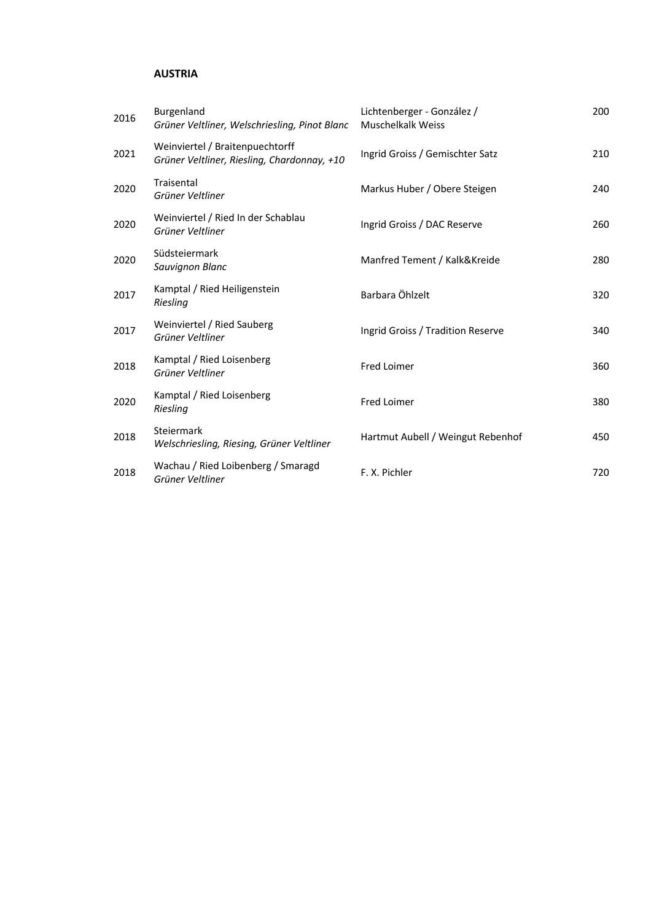## AUSTRIA

| | | | |
|---|---|---|---|
| 2016 | Burgenland<br>*Grüner Veltliner, Welschriesling, Pinot Blanc* | Lichtenberger - González / Muschelkalk Weiss | 200 |
| 2021 | Weinviertel / Braitenpuechtorff<br>*Grüner Veltliner, Riesling, Chardonnay, +10* | Ingrid Groiss / Gemischter Satz | 210 |
| 2020 | Traisental<br>*Grüner Veltliner* | Markus Huber / Obere Steigen | 240 |
| 2020 | Weinviertel / Ried In der Schablau<br>*Grüner Veltliner* | Ingrid Groiss / DAC Reserve | 260 |
| 2020 | Südsteiermark<br>*Sauvignon Blanc* | Manfred Tement / Kalk&Kreide | 280 |
| 2017 | Kamptal / Ried Heiligenstein<br>*Riesling* | Barbara Öhlzelt | 320 |
| 2017 | Weinviertel / Ried Sauberg<br>*Grüner Veltliner* | Ingrid Groiss / Tradition Reserve | 340 |
| 2018 | Kamptal / Ried Loisenberg<br>*Grüner Veltliner* | Fred Loimer | 360 |
| 2020 | Kamptal / Ried Loisenberg<br>*Riesling* | Fred Loimer | 380 |
| 2018 | Steiermark<br>*Welschriesling, Riesing, Grüner Veltliner* | Hartmut Aubell / Weingut Rebenhof | 450 |
| 2018 | Wachau / Ried Loibenberg / Smaragd<br>*Grüner Veltliner* | F. X. Pichler | 720 |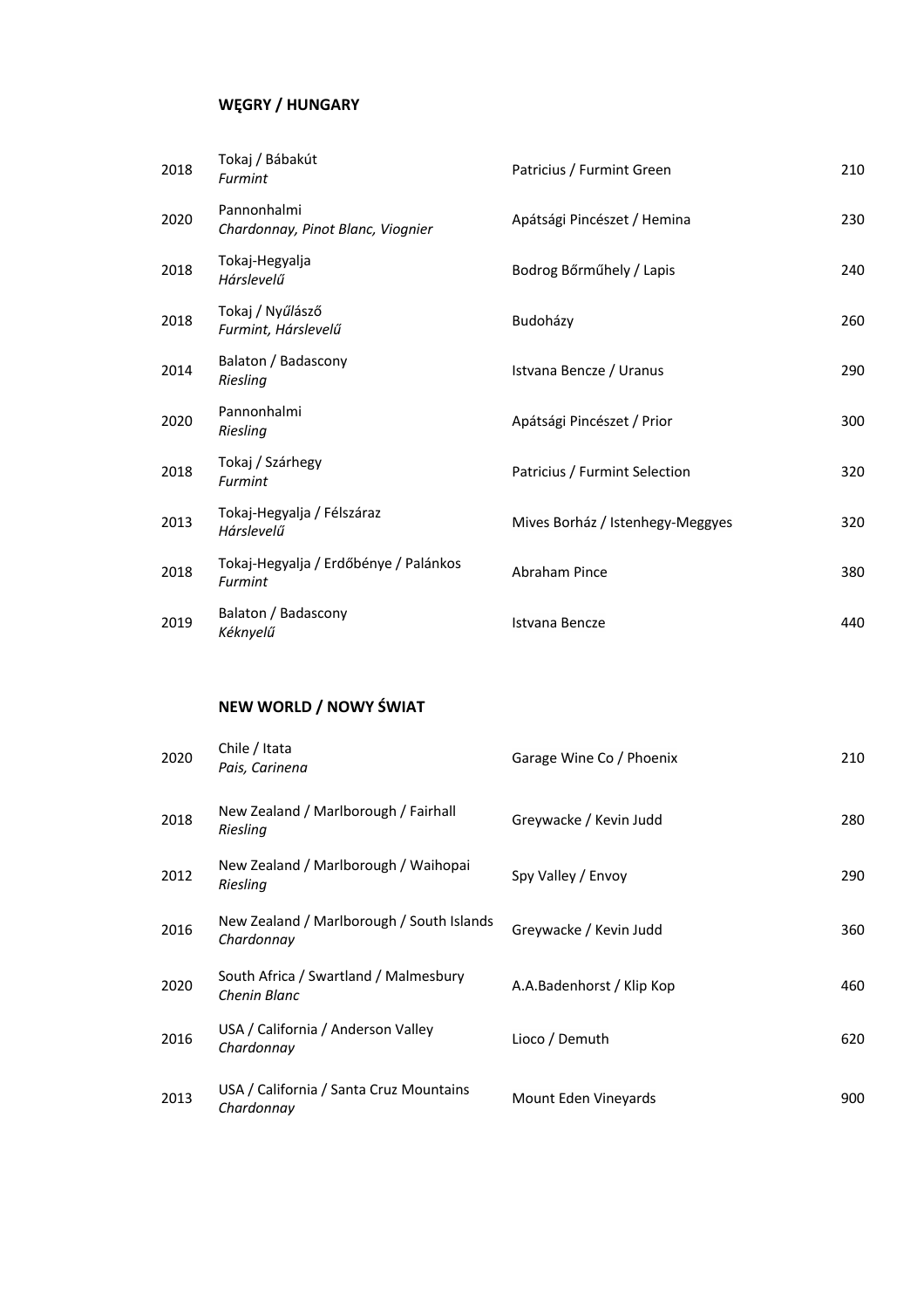## WĘGRY / HUNGARY

| Year | Region / Grape | Producer / Wine | Price |
|---|---|---|---|
| 2018 | Tokaj / Bábakút<br>*Furmint* | Patricius / Furmint Green | 210 |
| 2020 | Pannonhalmi<br>*Chardonnay, Pinot Blanc, Viognier* | Apátsági Pincészet / Hemina | 230 |
| 2018 | Tokaj-Hegyalja<br>*Hárslevelű* | Bodrog Bőrműhely / Lapis | 240 |
| 2018 | Tokaj / Nyűlásző<br>*Furmint, Hárslevelű* | Budoházy | 260 |
| 2014 | Balaton / Badascony<br>*Riesling* | Istvana Bencze / Uranus | 290 |
| 2020 | Pannonhalmi<br>*Riesling* | Apátsági Pincészet / Prior | 300 |
| 2018 | Tokaj / Szárhegy<br>*Furmint* | Patricius / Furmint Selection | 320 |
| 2013 | Tokaj-Hegyalja / Félszáraz<br>*Hárslevelű* | Mives Borház / Istenhegy-Meggyes | 320 |
| 2018 | Tokaj-Hegyalja / Erdőbénye / Palánkos<br>*Furmint* | Abraham Pince | 380 |
| 2019 | Balaton / Badascony<br>*Kéknyelű* | Istvana Bencze | 440 |

## NEW WORLD / NOWY ŚWIAT

| Year | Region / Grape | Producer / Wine | Price |
|---|---|---|---|
| 2020 | Chile / Itata<br>*Pais, Carinena* | Garage Wine Co / Phoenix | 210 |
| 2018 | New Zealand / Marlborough / Fairhall<br>*Riesling* | Greywacke / Kevin Judd | 280 |
| 2012 | New Zealand / Marlborough / Waihopai<br>*Riesling* | Spy Valley / Envoy | 290 |
| 2016 | New Zealand / Marlborough / South Islands<br>*Chardonnay* | Greywacke / Kevin Judd | 360 |
| 2020 | South Africa / Swartland / Malmesbury<br>*Chenin Blanc* | A.A.Badenhorst / Klip Kop | 460 |
| 2016 | USA / California / Anderson Valley<br>*Chardonnay* | Lioco / Demuth | 620 |
| 2013 | USA / California / Santa Cruz Mountains<br>*Chardonnay* | Mount Eden Vineyards | 900 |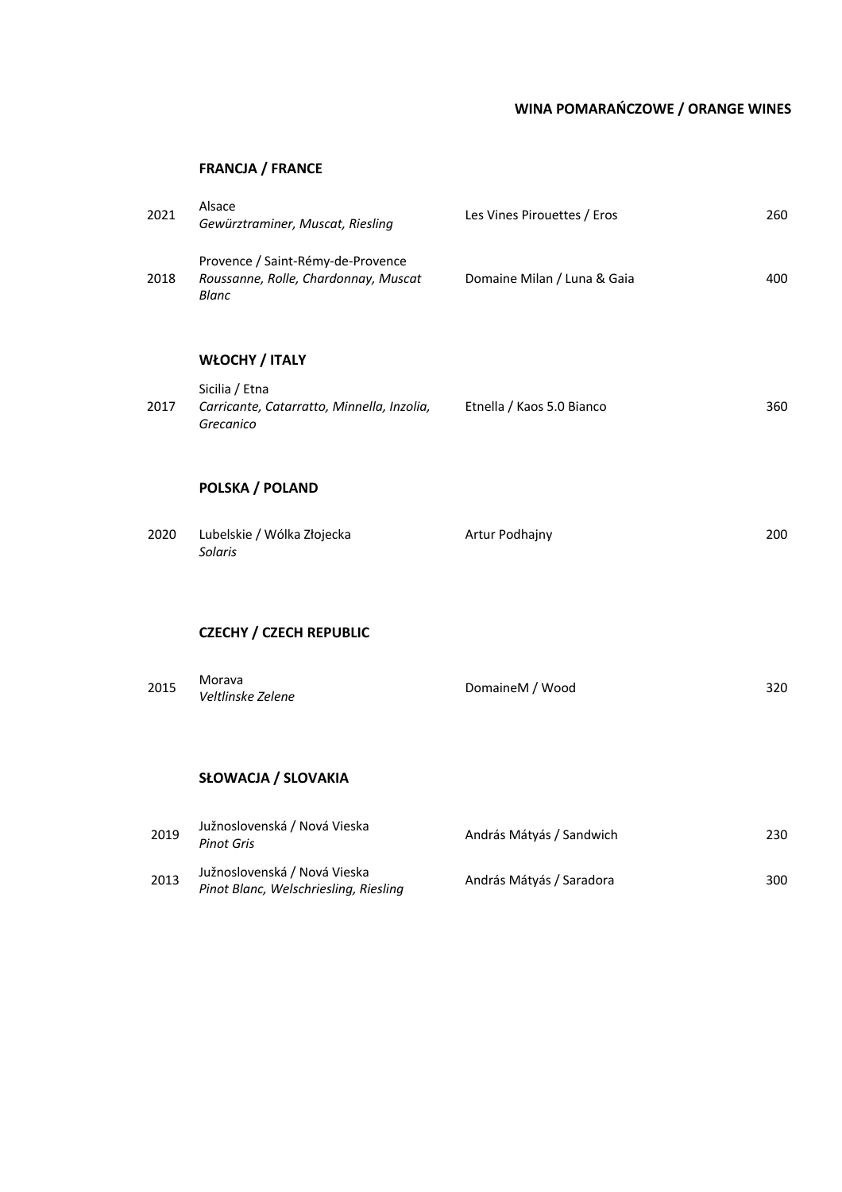## WINA POMARAŃCZOWE / ORANGE WINES

### FRANCJA / FRANCE

| | | | |
|---|---|---|---|
| 2021 | Alsace<br>*Gewürztraminer, Muscat, Riesling* | Les Vines Pirouettes / Eros | 260 |
| 2018 | Provence / Saint-Rémy-de-Provence<br>*Roussanne, Rolle, Chardonnay, Muscat Blanc* | Domaine Milan / Luna & Gaia | 400 |

### WŁOCHY / ITALY

| | | | |
|---|---|---|---|
| 2017 | Sicilia / Etna<br>*Carricante, Catarratto, Minnella, Inzolia, Grecanico* | Etnella / Kaos 5.0 Bianco | 360 |

### POLSKA / POLAND

| | | | |
|---|---|---|---|
| 2020 | Lubelskie / Wólka Złojecka<br>*Solaris* | Artur Podhajny | 200 |

### CZECHY / CZECH REPUBLIC

| | | | |
|---|---|---|---|
| 2015 | Morava<br>*Veltlinske Zelene* | DomaineM / Wood | 320 |

### SŁOWACJA / SLOVAKIA

| | | | |
|---|---|---|---|
| 2019 | Južnoslovenská / Nová Vieska<br>*Pinot Gris* | András Mátyás / Sandwich | 230 |
| 2013 | Južnoslovenská / Nová Vieska<br>*Pinot Blanc, Welschriesling, Riesling* | András Mátyás / Saradora | 300 |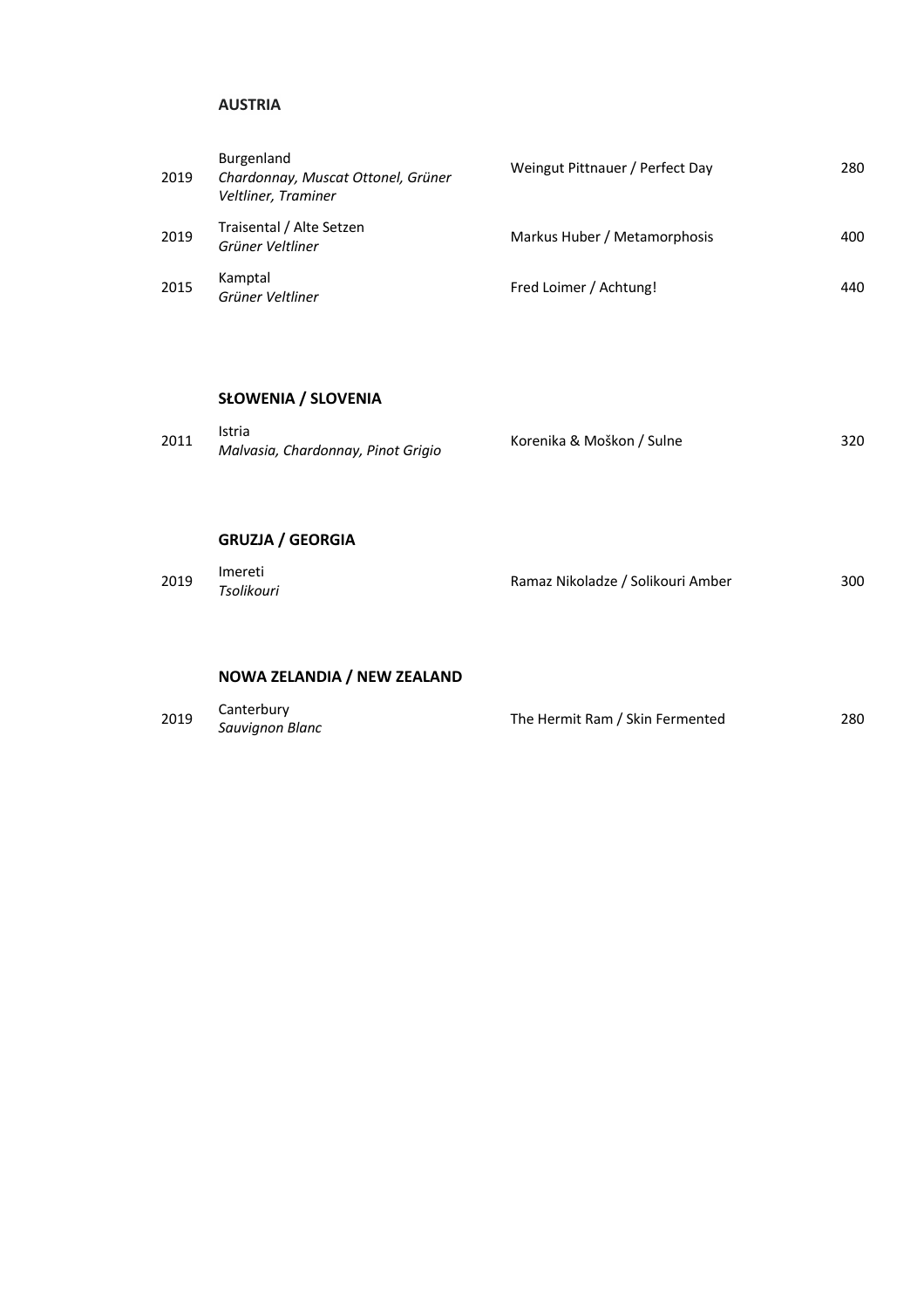**AUSTRIA**

| | | | |
|---|---|---|---|
| 2019 | Burgenland<br>*Chardonnay, Muscat Ottonel, Grüner Veltliner, Traminer* | Weingut Pittnauer / Perfect Day | 280 |
| 2019 | Traisental / Alte Setzen<br>*Grüner Veltliner* | Markus Huber / Metamorphosis | 400 |
| 2015 | Kamptal<br>*Grüner Veltliner* | Fred Loimer / Achtung! | 440 |

**SŁOWENIA / SLOVENIA**

| | | | |
|---|---|---|---|
| 2011 | Istria<br>*Malvasia, Chardonnay, Pinot Grigio* | Korenika & Moškon / Sulne | 320 |

**GRUZJA / GEORGIA**

| | | | |
|---|---|---|---|
| 2019 | Imereti<br>*Tsolikouri* | Ramaz Nikoladze / Solikouri Amber | 300 |

**NOWA ZELANDIA / NEW ZEALAND**

| | | | |
|---|---|---|---|
| 2019 | Canterbury<br>*Sauvignon Blanc* | The Hermit Ram / Skin Fermented | 280 |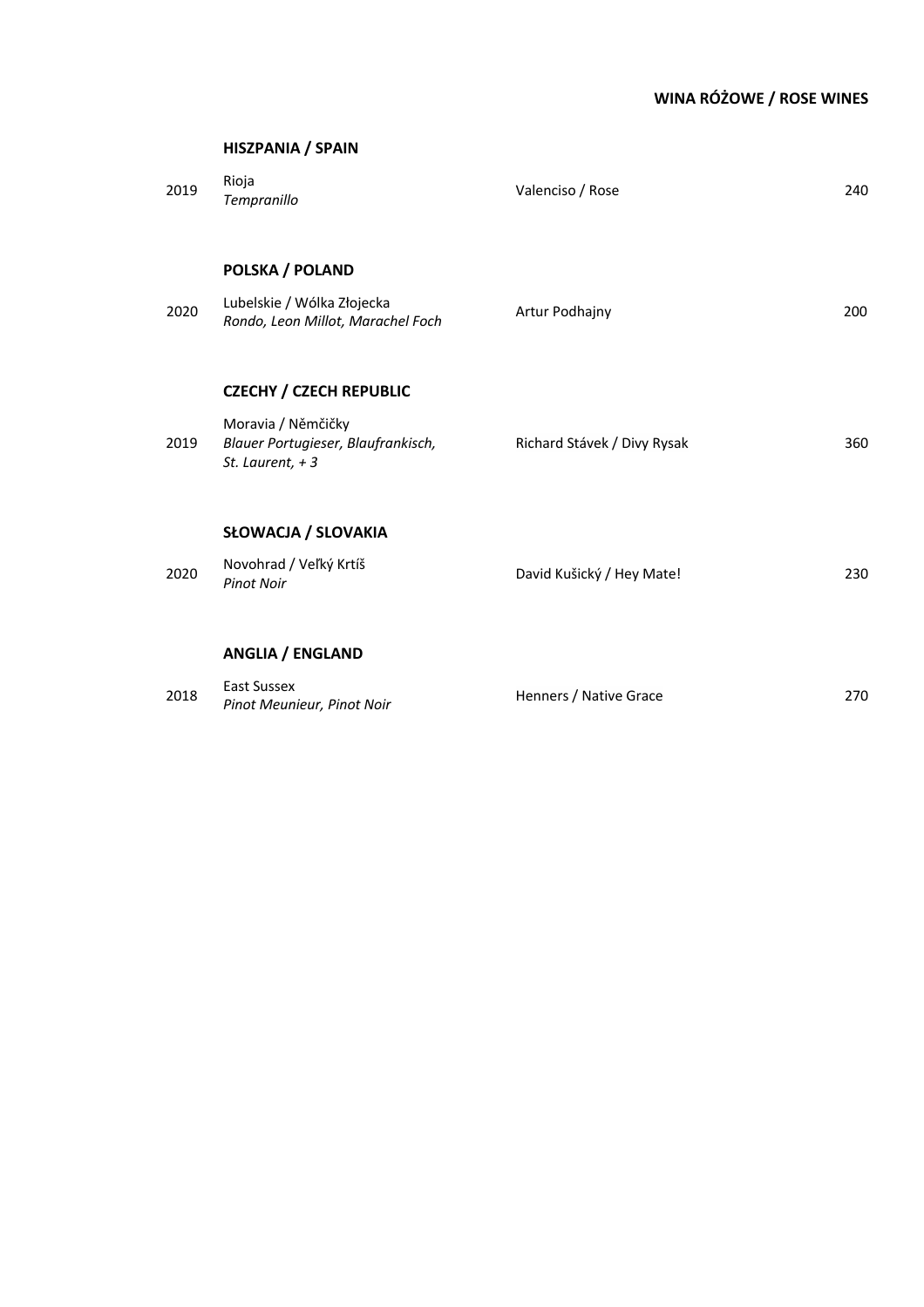## WINA RÓŻOWE / ROSE WINES

### HISZPANIA / SPAIN

| | | | |
|---|---|---|---|
| 2019 | Rioja<br>*Tempranillo* | Valenciso / Rose | 240 |

### POLSKA / POLAND

| | | | |
|---|---|---|---|
| 2020 | Lubelskie / Wólka Złojecka<br>*Rondo, Leon Millot, Marachel Foch* | Artur Podhajny | 200 |

### CZECHY / CZECH REPUBLIC

| | | | |
|---|---|---|---|
| 2019 | Moravia / Němčičky<br>*Blauer Portugieser, Blaufrankisch, St. Laurent, + 3* | Richard Stávek / Divy Rysak | 360 |

### SŁOWACJA / SLOVAKIA

| | | | |
|---|---|---|---|
| 2020 | Novohrad / Veľký Krtíš<br>*Pinot Noir* | David Kušický / Hey Mate! | 230 |

### ANGLIA / ENGLAND

| | | | |
|---|---|---|---|
| 2018 | East Sussex<br>*Pinot Meunieur, Pinot Noir* | Henners / Native Grace | 270 |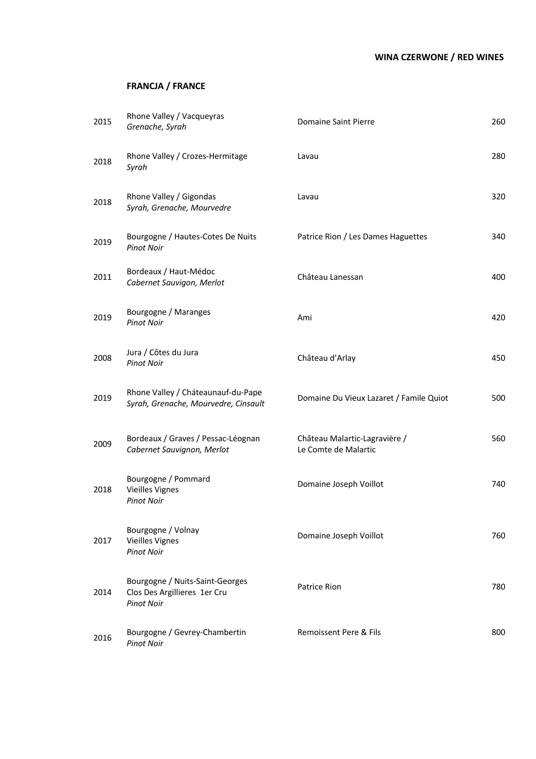**WINA CZERWONE / RED WINES**

**FRANCJA / FRANCE**

| | | | |
|---|---|---|---|
| 2015 | Rhone Valley / Vacqueyras<br>*Grenache, Syrah* | Domaine Saint Pierre | 260 |
| 2018 | Rhone Valley / Crozes-Hermitage<br>*Syrah* | Lavau | 280 |
| 2018 | Rhone Valley / Gigondas<br>*Syrah, Grenache, Mourvedre* | Lavau | 320 |
| 2019 | Bourgogne / Hautes-Cotes De Nuits<br>*Pinot Noir* | Patrice Rion / Les Dames Haguettes | 340 |
| 2011 | Bordeaux / Haut-Médoc<br>*Cabernet Sauvigon, Merlot* | Château Lanessan | 400 |
| 2019 | Bourgogne / Maranges<br>*Pinot Noir* | Ami | 420 |
| 2008 | Jura / Côtes du Jura<br>*Pinot Noir* | Château d'Arlay | 450 |
| 2019 | Rhone Valley / Cháteaunauf-du-Pape<br>*Syrah, Grenache, Mourvedre, Cinsault* | Domaine Du Vieux Lazaret / Famile Quiot | 500 |
| 2009 | Bordeaux / Graves / Pessac-Léognan<br>*Cabernet Sauvignon, Merlot* | Château Malartic-Lagravière /<br>Le Comte de Malartic | 560 |
| 2018 | Bourgogne / Pommard<br>Vieilles Vignes<br>*Pinot Noir* | Domaine Joseph Voillot | 740 |
| 2017 | Bourgogne / Volnay<br>Vieilles Vignes<br>*Pinot Noir* | Domaine Joseph Voillot | 760 |
| 2014 | Bourgogne / Nuits-Saint-Georges<br>Clos Des Argillieres 1er Cru<br>*Pinot Noir* | Patrice Rion | 780 |
| 2016 | Bourgogne / Gevrey-Chambertin<br>*Pinot Noir* | Remoissent Pere & Fils | 800 |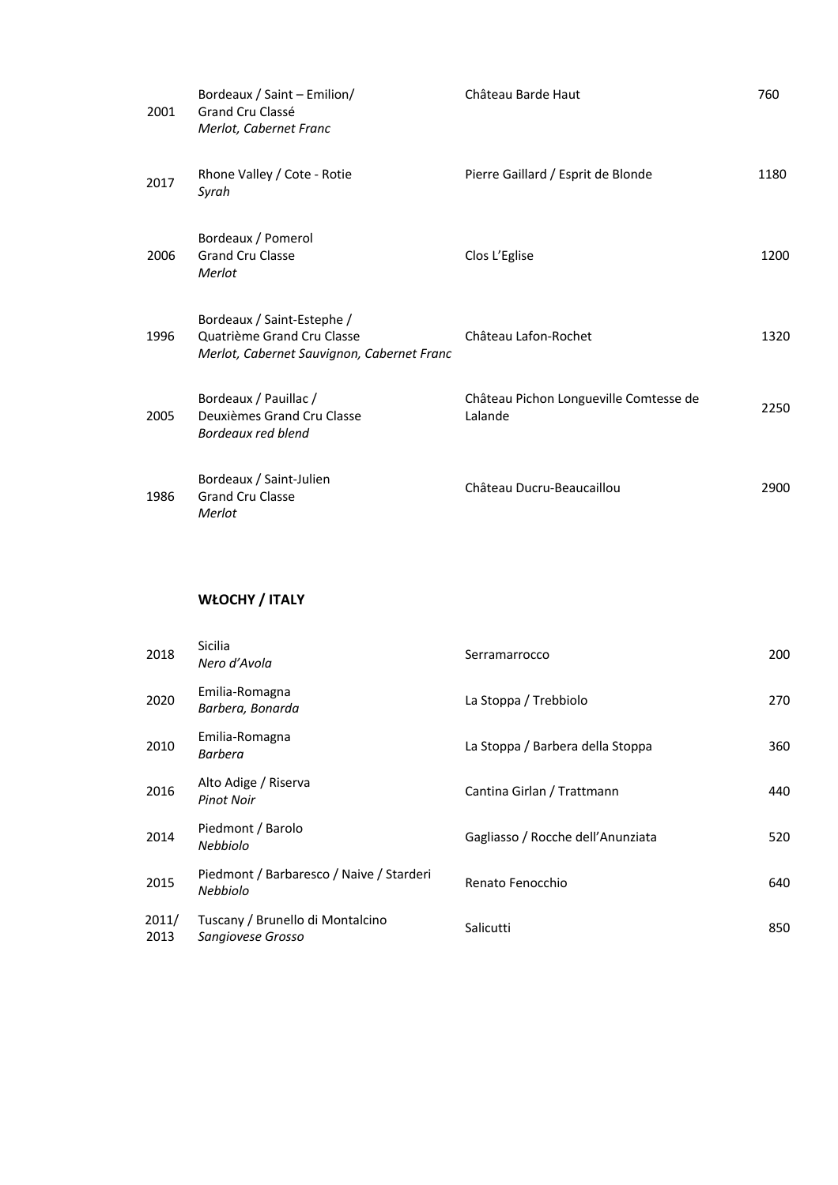| | | | |
|---|---|---|---|
| 2001 | Bordeaux / Saint – Emilion/<br>Grand Cru Classé<br>*Merlot, Cabernet Franc* | Château Barde Haut | 760 |
| 2017 | Rhone Valley / Cote - Rotie<br>*Syrah* | Pierre Gaillard / Esprit de Blonde | 1180 |
| 2006 | Bordeaux / Pomerol<br>Grand Cru Classe<br>*Merlot* | Clos L'Eglise | 1200 |
| 1996 | Bordeaux / Saint-Estephe /<br>Quatrième Grand Cru Classe<br>*Merlot, Cabernet Sauvignon, Cabernet Franc* | Château Lafon-Rochet | 1320 |
| 2005 | Bordeaux / Pauillac /<br>Deuxièmes Grand Cru Classe<br>*Bordeaux red blend* | Château Pichon Longueville Comtesse de Lalande | 2250 |
| 1986 | Bordeaux / Saint-Julien<br>Grand Cru Classe<br>*Merlot* | Château Ducru-Beaucaillou | 2900 |

## WŁOCHY / ITALY

| | | | |
|---|---|---|---|
| 2018 | Sicilia<br>*Nero d'Avola* | Serramarrocco | 200 |
| 2020 | Emilia-Romagna<br>*Barbera, Bonarda* | La Stoppa / Trebbiolo | 270 |
| 2010 | Emilia-Romagna<br>*Barbera* | La Stoppa / Barbera della Stoppa | 360 |
| 2016 | Alto Adige / Riserva<br>*Pinot Noir* | Cantina Girlan / Trattmann | 440 |
| 2014 | Piedmont / Barolo<br>*Nebbiolo* | Gagliasso / Rocche dell'Anunziata | 520 |
| 2015 | Piedmont / Barbaresco / Naive / Starderi<br>*Nebbiolo* | Renato Fenocchio | 640 |
| 2011/<br>2013 | Tuscany / Brunello di Montalcino<br>*Sangiovese Grosso* | Salicutti | 850 |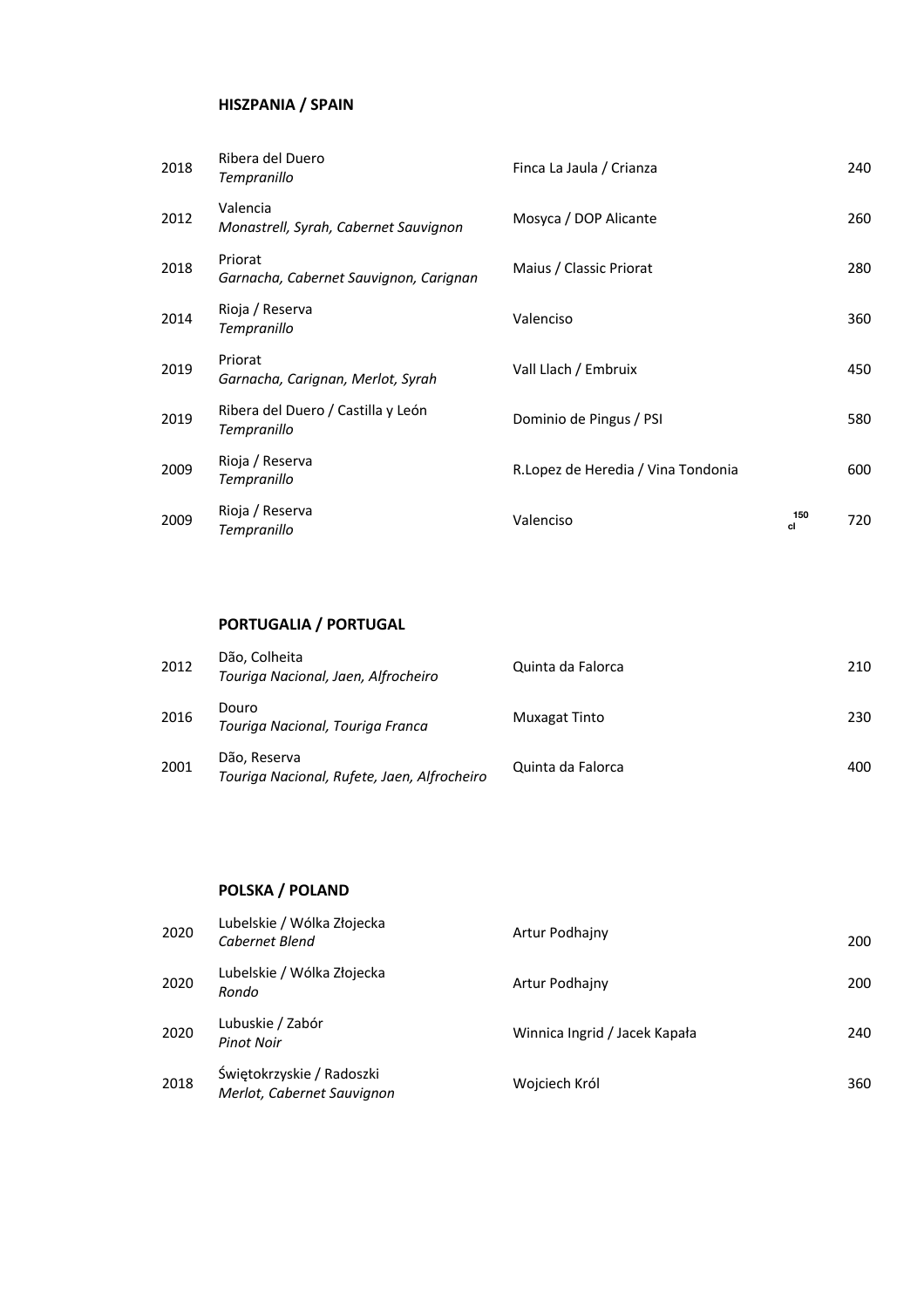### HISZPANIA / SPAIN

| | | | | |
|---|---|---|---|---|
| 2018 | Ribera del Duero<br>*Tempranillo* | Finca La Jaula / Crianza | | 240 |
| 2012 | Valencia<br>*Monastrell, Syrah, Cabernet Sauvignon* | Mosyca / DOP Alicante | | 260 |
| 2018 | Priorat<br>*Garnacha, Cabernet Sauvignon, Carignan* | Maius / Classic Priorat | | 280 |
| 2014 | Rioja / Reserva<br>*Tempranillo* | Valenciso | | 360 |
| 2019 | Priorat<br>*Garnacha, Carignan, Merlot, Syrah* | Vall Llach / Embruix | | 450 |
| 2019 | Ribera del Duero / Castilla y León<br>*Tempranillo* | Dominio de Pingus / PSI | | 580 |
| 2009 | Rioja / Reserva<br>*Tempranillo* | R.Lopez de Heredia / Vina Tondonia | | 600 |
| 2009 | Rioja / Reserva<br>*Tempranillo* | Valenciso | 150 cl | 720 |

### PORTUGALIA / PORTUGAL

| | | | |
|---|---|---|---|
| 2012 | Dão, Colheita<br>*Touriga Nacional, Jaen, Alfrocheiro* | Quinta da Falorca | 210 |
| 2016 | Douro<br>*Touriga Nacional, Touriga Franca* | Muxagat Tinto | 230 |
| 2001 | Dão, Reserva<br>*Touriga Nacional, Rufete, Jaen, Alfrocheiro* | Quinta da Falorca | 400 |

### POLSKA / POLAND

| | | | |
|---|---|---|---|
| 2020 | Lubelskie / Wólka Złojecka<br>*Cabernet Blend* | Artur Podhajny | 200 |
| 2020 | Lubelskie / Wólka Złojecka<br>*Rondo* | Artur Podhajny | 200 |
| 2020 | Lubuskie / Zabór<br>*Pinot Noir* | Winnica Ingrid / Jacek Kapała | 240 |
| 2018 | Świętokrzyskie / Radoszki<br>*Merlot, Cabernet Sauvignon* | Wojciech Król | 360 |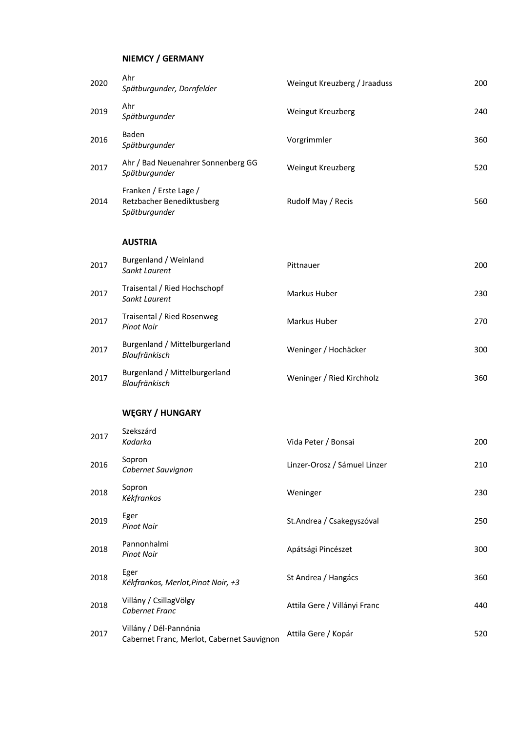### NIEMCY / GERMANY

| | | | |
|---|---|---|---|
| 2020 | Ahr<br>*Spätburgunder, Dornfelder* | Weingut Kreuzberg / Jraaduss | 200 |
| 2019 | Ahr<br>*Spätburgunder* | Weingut Kreuzberg | 240 |
| 2016 | Baden<br>*Spätburgunder* | Vorgrimmler | 360 |
| 2017 | Ahr / Bad Neuenahrer Sonnenberg GG<br>*Spätburgunder* | Weingut Kreuzberg | 520 |
| 2014 | Franken / Erste Lage /<br>Retzbacher Benediktusberg<br>*Spätburgunder* | Rudolf May / Recis | 560 |

### AUSTRIA

| | | | |
|---|---|---|---|
| 2017 | Burgenland / Weinland<br>*Sankt Laurent* | Pittnauer | 200 |
| 2017 | Traisental / Ried Hochschopf<br>*Sankt Laurent* | Markus Huber | 230 |
| 2017 | Traisental / Ried Rosenweg<br>*Pinot Noir* | Markus Huber | 270 |
| 2017 | Burgenland / Mittelburgerland<br>*Blaufränkisch* | Weninger / Hochäcker | 300 |
| 2017 | Burgenland / Mittelburgerland<br>*Blaufränkisch* | Weninger / Ried Kirchholz | 360 |

### WĘGRY / HUNGARY

| | | | |
|---|---|---|---|
| 2017 | Szekszárd<br>*Kadarka* | Vida Peter / Bonsai | 200 |
| 2016 | Sopron<br>*Cabernet Sauvignon* | Linzer-Orosz / Sámuel Linzer | 210 |
| 2018 | Sopron<br>*Kékfrankos* | Weninger | 230 |
| 2019 | Eger<br>*Pinot Noir* | St.Andrea / Csakegyszóval | 250 |
| 2018 | Pannonhalmi<br>*Pinot Noir* | Apátsági Pincészet | 300 |
| 2018 | Eger<br>*Kékfrankos, Merlot,Pinot Noir, +3* | St Andrea / Hangács | 360 |
| 2018 | Villány / CsillagVölgy<br>*Cabernet Franc* | Attila Gere / Villányi Franc | 440 |
| 2017 | Villány / Dél-Pannónia<br>Cabernet Franc, Merlot, Cabernet Sauvignon | Attila Gere / Kopár | 520 |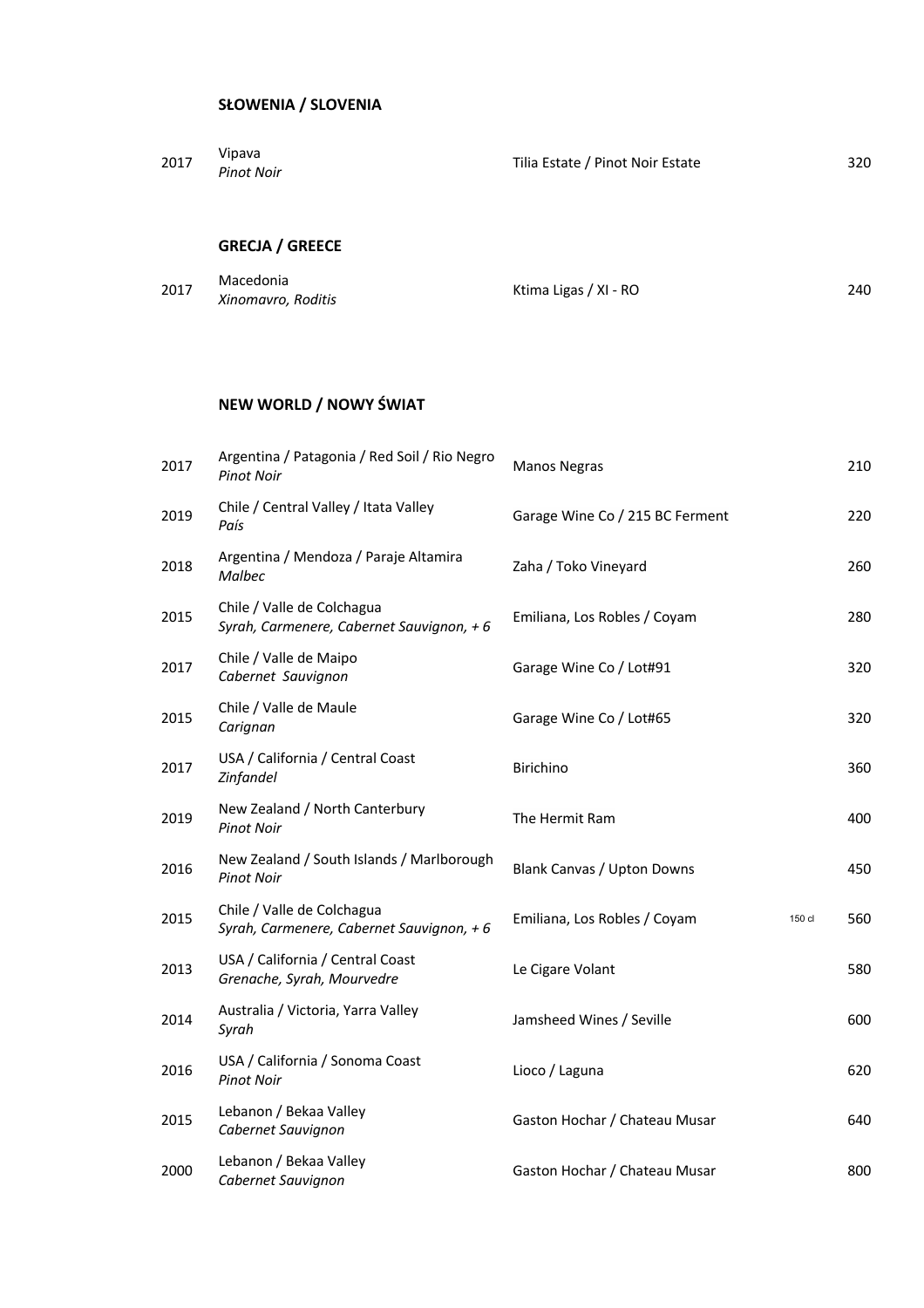## SŁOWENIA / SLOVENIA

| | | | | |
|---|---|---|---|---|
| 2017 | Vipava<br>*Pinot Noir* | Tilia Estate / Pinot Noir Estate | | 320 |

## GRECJA / GREECE

| | | | | |
|---|---|---|---|---|
| 2017 | Macedonia<br>*Xinomavro, Roditis* | Ktima Ligas / XI - RO | | 240 |

## NEW WORLD / NOWY ŚWIAT

| | | | | |
|---|---|---|---|---|
| 2017 | Argentina / Patagonia / Red Soil / Rio Negro<br>*Pinot Noir* | Manos Negras | | 210 |
| 2019 | Chile / Central Valley / Itata Valley<br>*País* | Garage Wine Co / 215 BC Ferment | | 220 |
| 2018 | Argentina / Mendoza / Paraje Altamira<br>*Malbec* | Zaha / Toko Vineyard | | 260 |
| 2015 | Chile / Valle de Colchagua<br>*Syrah, Carmenere, Cabernet Sauvignon, + 6* | Emiliana, Los Robles / Coyam | | 280 |
| 2017 | Chile / Valle de Maipo<br>*Cabernet Sauvignon* | Garage Wine Co / Lot#91 | | 320 |
| 2015 | Chile / Valle de Maule<br>*Carignan* | Garage Wine Co / Lot#65 | | 320 |
| 2017 | USA / California / Central Coast<br>*Zinfandel* | Birichino | | 360 |
| 2019 | New Zealand / North Canterbury<br>*Pinot Noir* | The Hermit Ram | | 400 |
| 2016 | New Zealand / South Islands / Marlborough<br>*Pinot Noir* | Blank Canvas / Upton Downs | | 450 |
| 2015 | Chile / Valle de Colchagua<br>*Syrah, Carmenere, Cabernet Sauvignon, + 6* | Emiliana, Los Robles / Coyam | 150 cl | 560 |
| 2013 | USA / California / Central Coast<br>*Grenache, Syrah, Mourvedre* | Le Cigare Volant | | 580 |
| 2014 | Australia / Victoria, Yarra Valley<br>*Syrah* | Jamsheed Wines / Seville | | 600 |
| 2016 | USA / California / Sonoma Coast<br>*Pinot Noir* | Lioco / Laguna | | 620 |
| 2015 | Lebanon / Bekaa Valley<br>*Cabernet Sauvignon* | Gaston Hochar / Chateau Musar | | 640 |
| 2000 | Lebanon / Bekaa Valley<br>*Cabernet Sauvignon* | Gaston Hochar / Chateau Musar | | 800 |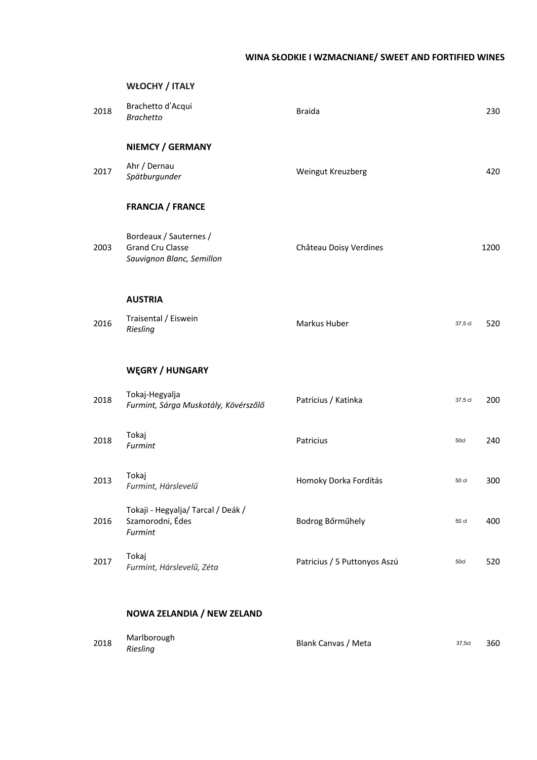# WINA SŁODKIE I WZMACNIANE/ SWEET AND FORTIFIED WINES

## WŁOCHY / ITALY

| | | | | |
|---|---|---|---|---|
| 2018 | Brachetto dʹAcqui<br>*Brachetto* | Braida | | 230 |

## NIEMCY / GERMANY

| | | | | |
|---|---|---|---|---|
| 2017 | Ahr / Dernau<br>*Spätburgunder* | Weingut Kreuzberg | | 420 |

## FRANCJA / FRANCE

| | | | | |
|---|---|---|---|---|
| 2003 | Bordeaux / Sauternes /<br>Grand Cru Classe<br>*Sauvignon Blanc, Semillon* | Château Doisy Verdines | | 1200 |

## AUSTRIA

| | | | | |
|---|---|---|---|---|
| 2016 | Traisental / Eiswein<br>*Riesling* | Markus Huber | 37,5 cl | 520 |

## WĘGRY / HUNGARY

| | | | | |
|---|---|---|---|---|
| 2018 | Tokaj-Hegyalja<br>*Furmint, Sárga Muskotály, Kövérszőlő* | Patrícius / Katinka | 37,5 cl | 200 |
| 2018 | Tokaj<br>*Furmint* | Patricius | 50cl | 240 |
| 2013 | Tokaj<br>*Furmint, Hárslevelű* | Homoky Dorka Fordítás | 50 cl | 300 |
| 2016 | Tokaji - Hegyalja/ Tarcal / Deák /<br>Szamorodni, Édes<br>*Furmint* | Bodrog Bőrműhely | 50 cl | 400 |
| 2017 | Tokaj<br>*Furmint, Hárslevelű, Zéta* | Patricius / 5 Puttonyos Aszú | 50cl | 520 |

## NOWA ZELANDIA / NEW ZELAND

| | | | | |
|---|---|---|---|---|
| 2018 | Marlborough<br>*Riesling* | Blank Canvas / Meta | 37,5cl | 360 |